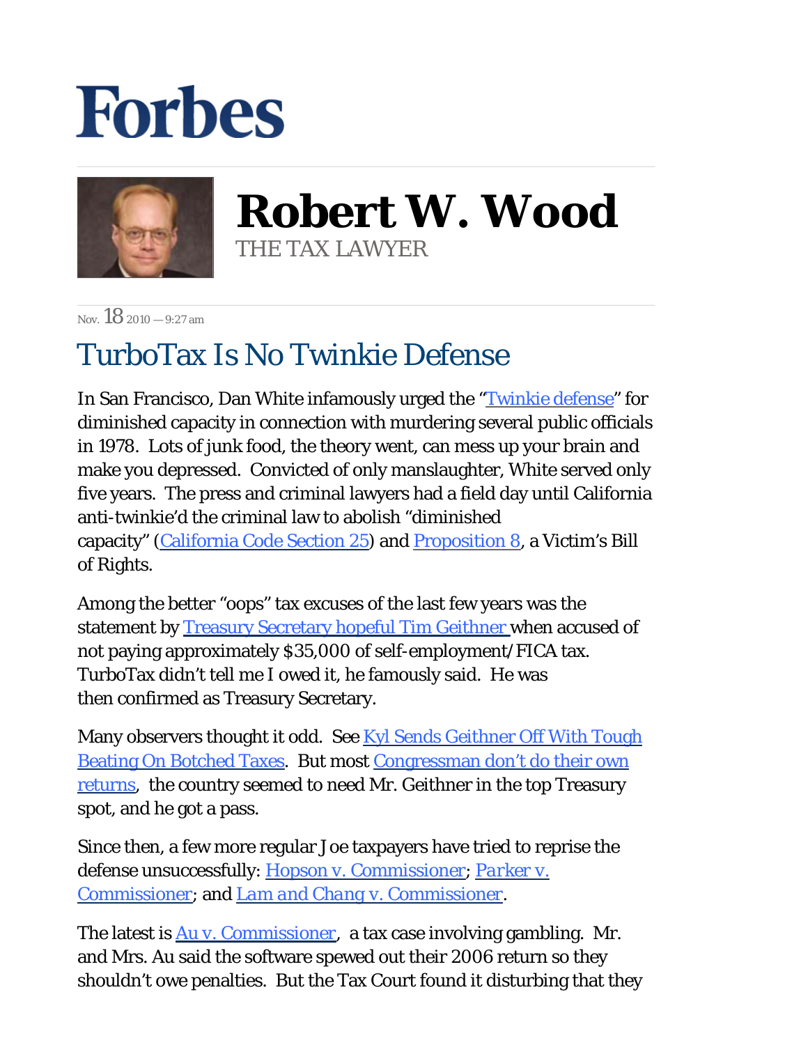# Forbes

**Robert W. Wood**
THE TAX LAWYER

Nov. 18 2010 — 9:27 am

## TurboTax Is No Twinkie Defense

In San Francisco, Dan White infamously urged the "Twinkie defense" for diminished capacity in connection with murdering several public officials in 1978. Lots of junk food, the theory went, can mess up your brain and make you depressed. Convicted of only manslaughter, White served only five years. The press and criminal lawyers had a field day until California anti-twinkie'd the criminal law to abolish "diminished capacity" (California Code Section 25) and Proposition 8, a Victim's Bill of Rights.

Among the better "oops" tax excuses of the last few years was the statement by Treasury Secretary hopeful Tim Geithner when accused of not paying approximately $35,000 of self-employment/FICA tax. TurboTax didn't tell me I owed it, he famously said. He was then confirmed as Treasury Secretary.

Many observers thought it odd. See Kyl Sends Geithner Off With Tough Beating On Botched Taxes. But most Congressman don't do their own returns, the country seemed to need Mr. Geithner in the top Treasury spot, and he got a pass.

Since then, a few more regular Joe taxpayers have tried to reprise the defense unsuccessfully: Hopson v. Commissioner; *Parker v. Commissioner*; and *Lam and Chang v. Commissioner*.

The latest is Au v. Commissioner, a tax case involving gambling. Mr. and Mrs. Au said the software spewed out their 2006 return so they shouldn't owe penalties. But the Tax Court found it disturbing that they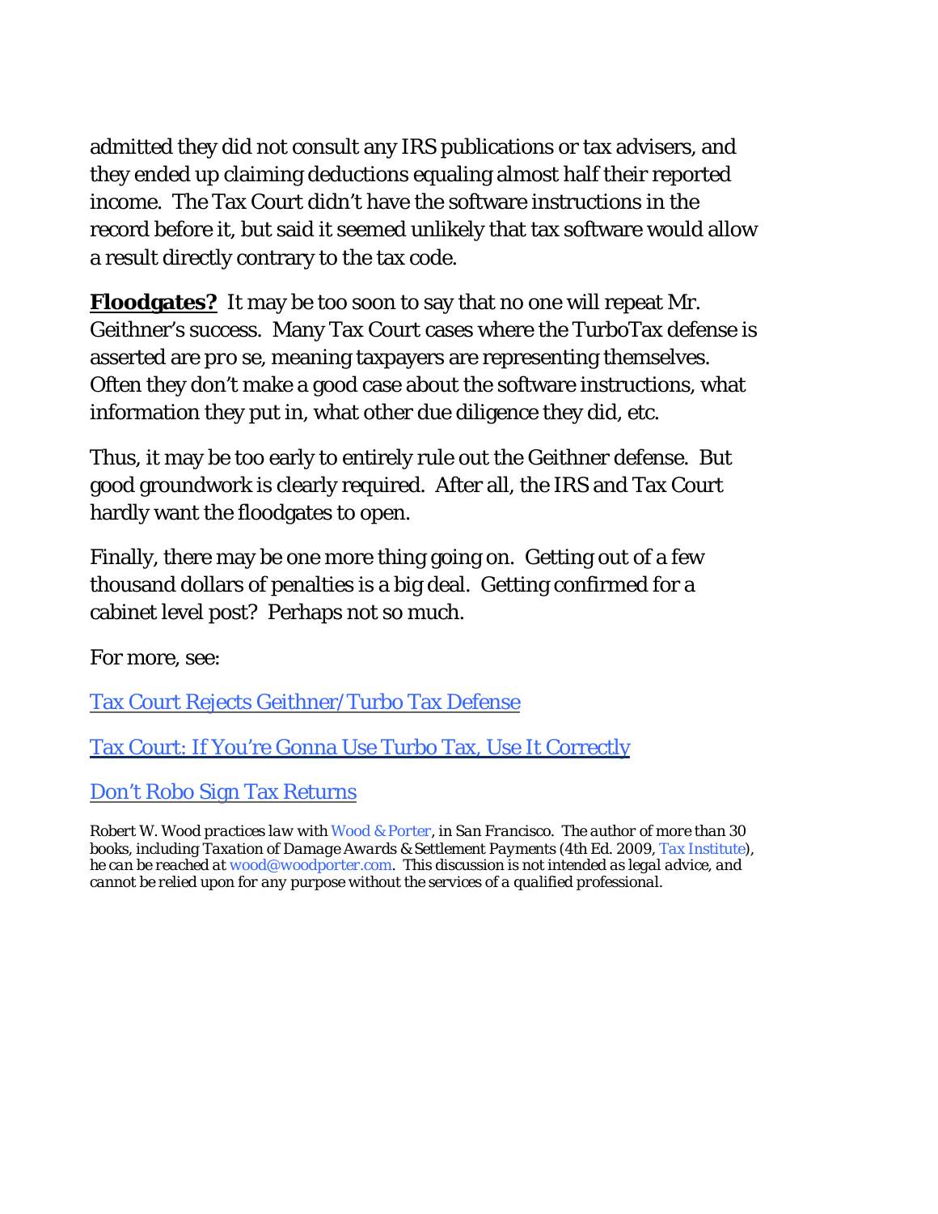admitted they did not consult any IRS publications or tax advisers, and they ended up claiming deductions equaling almost half their reported income. The Tax Court didn't have the software instructions in the record before it, but said it seemed unlikely that tax software would allow a result directly contrary to the tax code.

**Floodgates?** It may be too soon to say that no one will repeat Mr. Geithner's success. Many Tax Court cases where the TurboTax defense is asserted are *pro se*, meaning taxpayers are representing themselves. Often they don't make a good case about the software instructions, what information they put in, what other due diligence they did, etc.

Thus, it may be too early to entirely rule out the Geithner defense. But good groundwork is clearly required. After all, the IRS and Tax Court hardly want the floodgates to open.

Finally, there may be one more thing going on. Getting out of a few thousand dollars of penalties is a big deal. Getting confirmed for a cabinet level post? Perhaps not so much.

For more, see:

Tax Court Rejects Geithner/Turbo Tax Defense

Tax Court: If You're Gonna Use Turbo Tax, Use It Correctly

Don't Robo Sign Tax Returns

*Robert W. Wood practices law with Wood & Porter, in San Francisco. The author of more than 30 books, including Taxation of Damage Awards & Settlement Payments (4th Ed. 2009, Tax Institute), he can be reached at wood@woodporter.com. This discussion is not intended as legal advice, and cannot be relied upon for any purpose without the services of a qualified professional.*